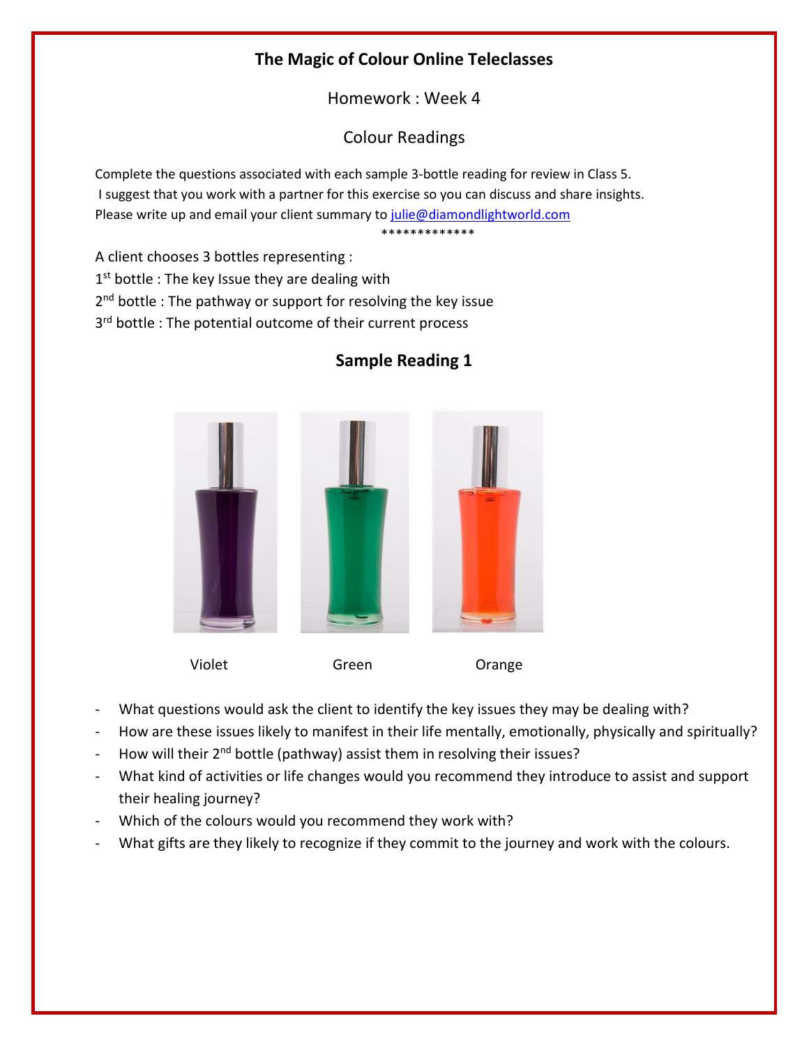# The Magic of Colour Online Teleclasses

## Homework : Week 4

## Colour Readings

Complete the questions associated with each sample 3-bottle reading for review in Class 5.
I suggest that you work with a partner for this exercise so you can discuss and share insights.
Please write up and email your client summary to [julie@diamondlightworld.com](mailto:julie@diamondlightworld.com)

*************

A client chooses 3 bottles representing :

1st bottle : The key Issue they are dealing with

2nd bottle : The pathway or support for resolving the key issue

3rd bottle : The potential outcome of their current process

### Sample Reading 1

Violet        Green        Orange

- What questions would ask the client to identify the key issues they may be dealing with?
- How are these issues likely to manifest in their life mentally, emotionally, physically and spiritually?
- How will their 2nd bottle (pathway) assist them in resolving their issues?
- What kind of activities or life changes would you recommend they introduce to assist and support their healing journey?
- Which of the colours would you recommend they work with?
- What gifts are they likely to recognize if they commit to the journey and work with the colours.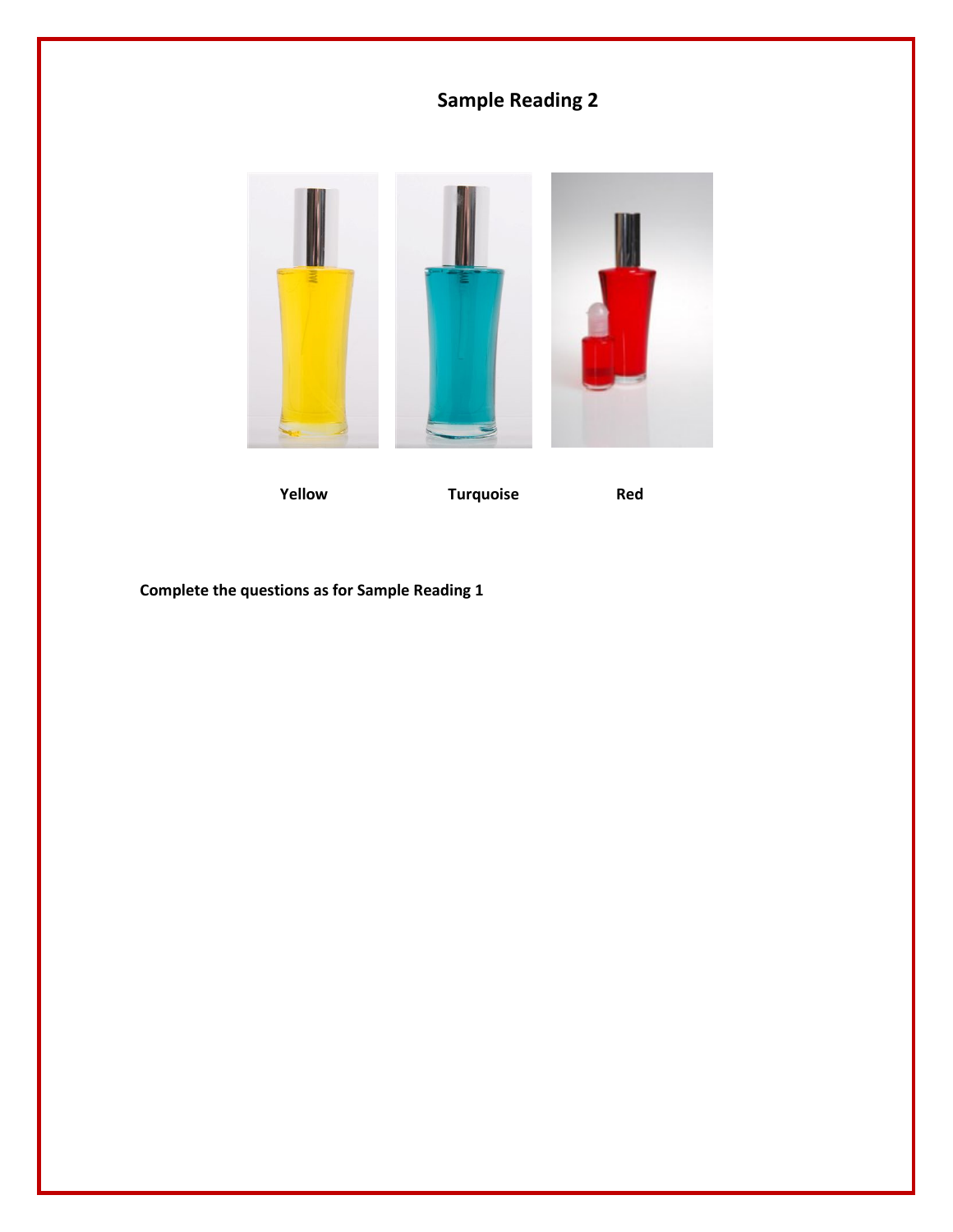## Sample Reading 2

**Yellow** **Turquoise** **Red**

**Complete the questions as for Sample Reading 1**